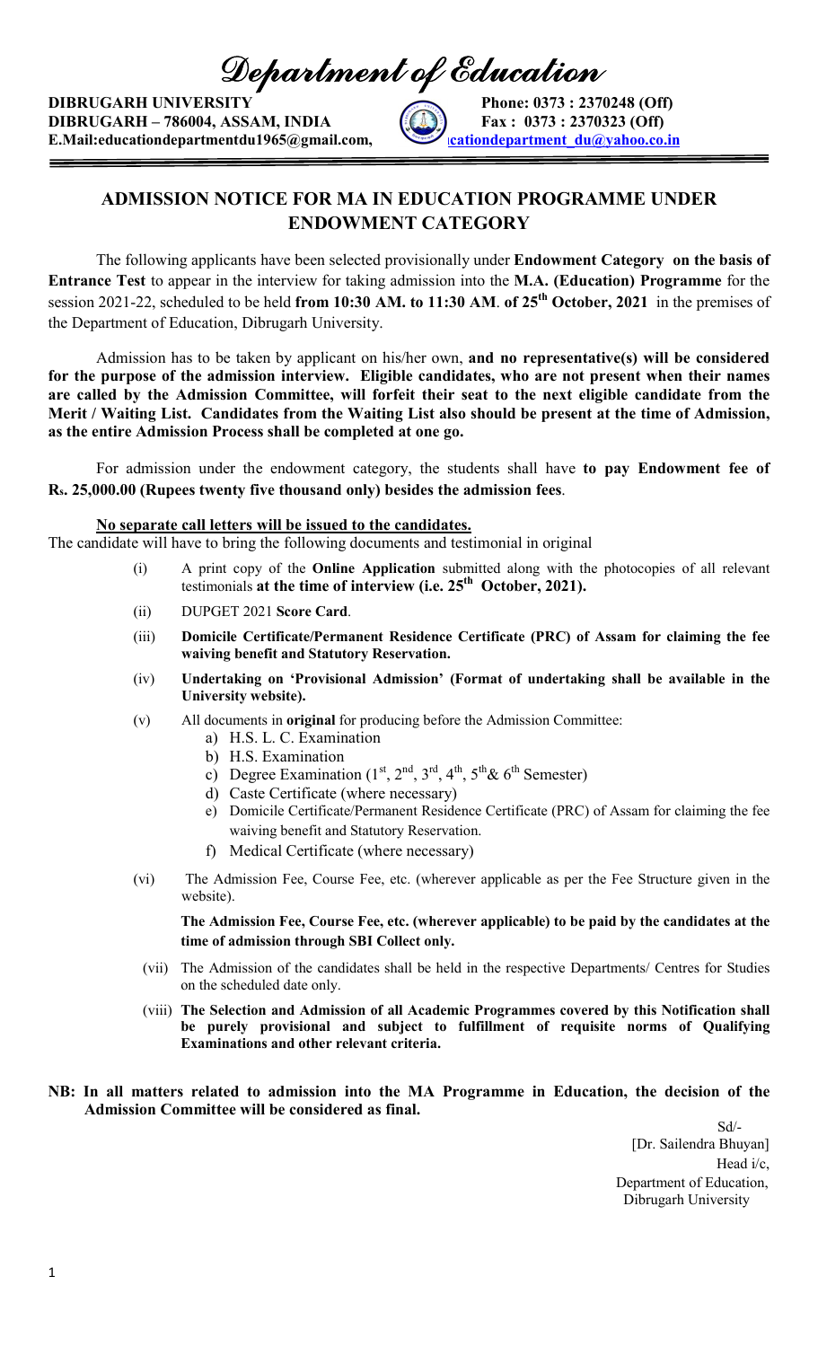# Department of Education

**DIBRUGARH UNIVERSITY** **Phone: 0373 : 2370248 (Off)**
**DIBRUGARH – 786004, ASSAM, INDIA** **Fax : 0373 : 2370323 (Off)**
**E.Mail:educationdepartmentdu1965@gmail.com, educationdepartment_du@yahoo.co.in**

## ADMISSION NOTICE FOR MA IN EDUCATION PROGRAMME UNDER ENDOWMENT CATEGORY

The following applicants have been selected provisionally under **Endowment Category on the basis of Entrance Test** to appear in the interview for taking admission into the **M.A. (Education) Programme** for the session 2021-22, scheduled to be held **from 10:30 AM. to 11:30 AM. of 25th October, 2021** in the premises of the Department of Education, Dibrugarh University.

Admission has to be taken by applicant on his/her own, **and no representative(s) will be considered for the purpose of the admission interview. Eligible candidates, who are not present when their names are called by the Admission Committee, will forfeit their seat to the next eligible candidate from the Merit / Waiting List. Candidates from the Waiting List also should be present at the time of Admission, as the entire Admission Process shall be completed at one go.**

For admission under the endowment category, the students shall have **to pay Endowment fee of Rs. 25,000.00 (Rupees twenty five thousand only) besides the admission fees**.

**No separate call letters will be issued to the candidates.**

The candidate will have to bring the following documents and testimonial in original

(i) A print copy of the **Online Application** submitted along with the photocopies of all relevant testimonials **at the time of interview (i.e. 25th October, 2021).**

(ii) DUPGET 2021 **Score Card**.

(iii) **Domicile Certificate/Permanent Residence Certificate (PRC) of Assam for claiming the fee waiving benefit and Statutory Reservation.**

(iv) **Undertaking on 'Provisional Admission' (Format of undertaking shall be available in the University website).**

(v) All documents in **original** for producing before the Admission Committee:
   a) H.S. L. C. Examination
   b) H.S. Examination
   c) Degree Examination (1st, 2nd, 3rd, 4th, 5th & 6th Semester)
   d) Caste Certificate (where necessary)
   e) Domicile Certificate/Permanent Residence Certificate (PRC) of Assam for claiming the fee waiving benefit and Statutory Reservation.
   f) Medical Certificate (where necessary)

(vi) The Admission Fee, Course Fee, etc. (wherever applicable as per the Fee Structure given in the website).

**The Admission Fee, Course Fee, etc. (wherever applicable) to be paid by the candidates at the time of admission through SBI Collect only.**

(vii) The Admission of the candidates shall be held in the respective Departments/ Centres for Studies on the scheduled date only.

(viii) **The Selection and Admission of all Academic Programmes covered by this Notification shall be purely provisional and subject to fulfillment of requisite norms of Qualifying Examinations and other relevant criteria.**

**NB: In all matters related to admission into the MA Programme in Education, the decision of the Admission Committee will be considered as final.**

Sd/-
[Dr. Sailendra Bhuyan]
Head i/c,
Department of Education,
Dibrugarh University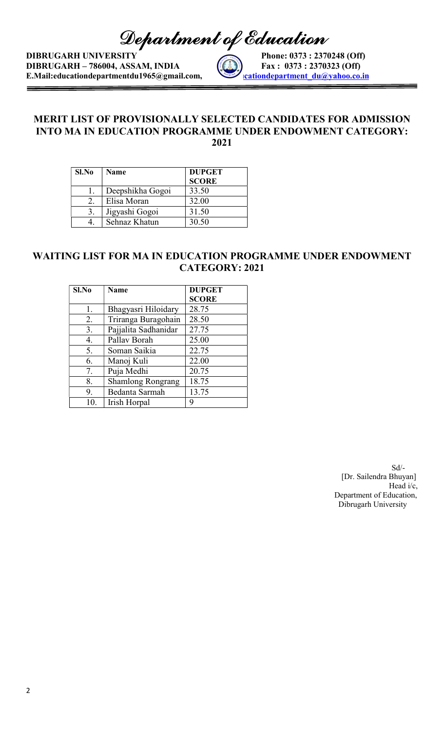# Department of Education

**DIBRUGARH UNIVERSITY**
**DIBRUGARH – 786004, ASSAM, INDIA**
**E.Mail:educationdepartmentdu1965@gmail.com,** **cationdepartment_du@yahoo.co.in**

**Phone: 0373 : 2370248 (Off)**
**Fax : 0373 : 2370323 (Off)**

## MERIT LIST OF PROVISIONALLY SELECTED CANDIDATES FOR ADMISSION INTO MA IN EDUCATION PROGRAMME UNDER ENDOWMENT CATEGORY: 2021

| Sl.No | Name | DUPGET SCORE |
|---|---|---|
| 1. | Deepshikha Gogoi | 33.50 |
| 2. | Elisa Moran | 32.00 |
| 3. | Jigyashi Gogoi | 31.50 |
| 4. | Sehnaz Khatun | 30.50 |

## WAITING LIST FOR MA IN EDUCATION PROGRAMME UNDER ENDOWMENT CATEGORY: 2021

| Sl.No | Name | DUPGET SCORE |
|---|---|---|
| 1. | Bhagyasri Hiloidary | 28.75 |
| 2. | Triranga Buragohain | 28.50 |
| 3. | Pajjalita Sadhanidar | 27.75 |
| 4. | Pallav Borah | 25.00 |
| 5. | Soman Saikia | 22.75 |
| 6. | Manoj Kuli | 22.00 |
| 7. | Puja Medhi | 20.75 |
| 8. | Shamlong Rongrang | 18.75 |
| 9. | Bedanta Sarmah | 13.75 |
| 10. | Irish Horpal | 9 |

Sd/-
[Dr. Sailendra Bhuyan]
Head i/c,
Department of Education,
Dibrugarh University